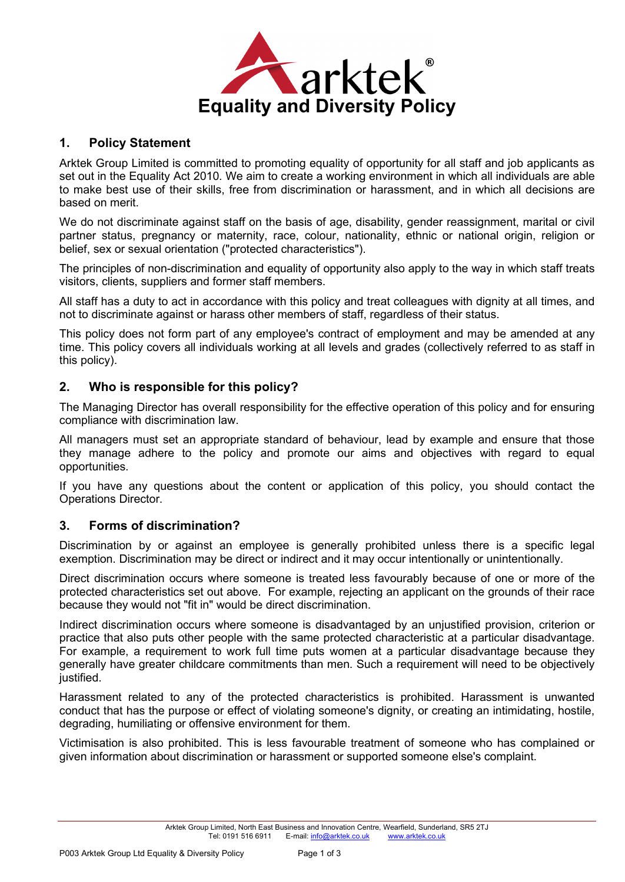# Equality and Diversity Policy

## 1. Policy Statement

Arktek Group Limited is committed to promoting equality of opportunity for all staff and job applicants as set out in the Equality Act 2010. We aim to create a working environment in which all individuals are able to make best use of their skills, free from discrimination or harassment, and in which all decisions are based on merit.

We do not discriminate against staff on the basis of age, disability, gender reassignment, marital or civil partner status, pregnancy or maternity, race, colour, nationality, ethnic or national origin, religion or belief, sex or sexual orientation ("protected characteristics").

The principles of non-discrimination and equality of opportunity also apply to the way in which staff treats visitors, clients, suppliers and former staff members.

All staff has a duty to act in accordance with this policy and treat colleagues with dignity at all times, and not to discriminate against or harass other members of staff, regardless of their status.

This policy does not form part of any employee's contract of employment and may be amended at any time. This policy covers all individuals working at all levels and grades (collectively referred to as staff in this policy).

## 2. Who is responsible for this policy?

The Managing Director has overall responsibility for the effective operation of this policy and for ensuring compliance with discrimination law.

All managers must set an appropriate standard of behaviour, lead by example and ensure that those they manage adhere to the policy and promote our aims and objectives with regard to equal opportunities.

If you have any questions about the content or application of this policy, you should contact the Operations Director.

## 3. Forms of discrimination?

Discrimination by or against an employee is generally prohibited unless there is a specific legal exemption. Discrimination may be direct or indirect and it may occur intentionally or unintentionally.

Direct discrimination occurs where someone is treated less favourably because of one or more of the protected characteristics set out above. For example, rejecting an applicant on the grounds of their race because they would not "fit in" would be direct discrimination.

Indirect discrimination occurs where someone is disadvantaged by an unjustified provision, criterion or practice that also puts other people with the same protected characteristic at a particular disadvantage. For example, a requirement to work full time puts women at a particular disadvantage because they generally have greater childcare commitments than men. Such a requirement will need to be objectively justified.

Harassment related to any of the protected characteristics is prohibited. Harassment is unwanted conduct that has the purpose or effect of violating someone's dignity, or creating an intimidating, hostile, degrading, humiliating or offensive environment for them.

Victimisation is also prohibited. This is less favourable treatment of someone who has complained or given information about discrimination or harassment or supported someone else's complaint.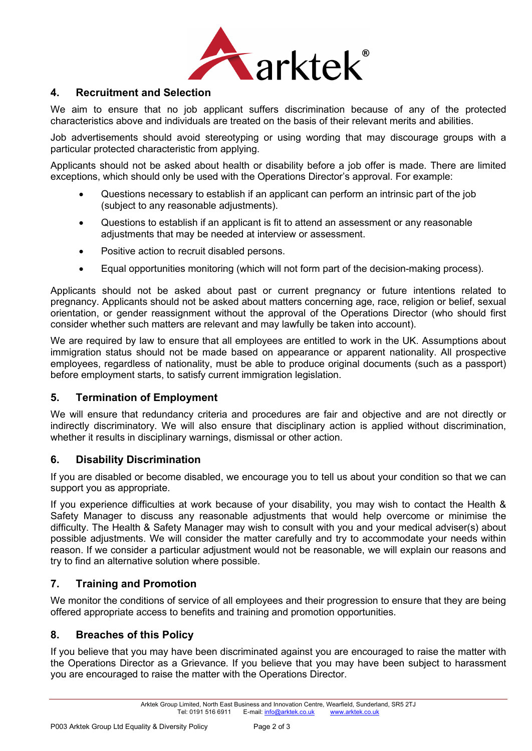## 4. Recruitment and Selection

We aim to ensure that no job applicant suffers discrimination because of any of the protected characteristics above and individuals are treated on the basis of their relevant merits and abilities.

Job advertisements should avoid stereotyping or using wording that may discourage groups with a particular protected characteristic from applying.

Applicants should not be asked about health or disability before a job offer is made. There are limited exceptions, which should only be used with the Operations Director's approval. For example:

- Questions necessary to establish if an applicant can perform an intrinsic part of the job (subject to any reasonable adjustments).
- Questions to establish if an applicant is fit to attend an assessment or any reasonable adjustments that may be needed at interview or assessment.
- Positive action to recruit disabled persons.
- Equal opportunities monitoring (which will not form part of the decision-making process).

Applicants should not be asked about past or current pregnancy or future intentions related to pregnancy. Applicants should not be asked about matters concerning age, race, religion or belief, sexual orientation, or gender reassignment without the approval of the Operations Director (who should first consider whether such matters are relevant and may lawfully be taken into account).

We are required by law to ensure that all employees are entitled to work in the UK. Assumptions about immigration status should not be made based on appearance or apparent nationality. All prospective employees, regardless of nationality, must be able to produce original documents (such as a passport) before employment starts, to satisfy current immigration legislation.

## 5. Termination of Employment

We will ensure that redundancy criteria and procedures are fair and objective and are not directly or indirectly discriminatory. We will also ensure that disciplinary action is applied without discrimination, whether it results in disciplinary warnings, dismissal or other action.

## 6. Disability Discrimination

If you are disabled or become disabled, we encourage you to tell us about your condition so that we can support you as appropriate.

If you experience difficulties at work because of your disability, you may wish to contact the Health & Safety Manager to discuss any reasonable adjustments that would help overcome or minimise the difficulty. The Health & Safety Manager may wish to consult with you and your medical adviser(s) about possible adjustments. We will consider the matter carefully and try to accommodate your needs within reason. If we consider a particular adjustment would not be reasonable, we will explain our reasons and try to find an alternative solution where possible.

## 7. Training and Promotion

We monitor the conditions of service of all employees and their progression to ensure that they are being offered appropriate access to benefits and training and promotion opportunities.

## 8. Breaches of this Policy

If you believe that you may have been discriminated against you are encouraged to raise the matter with the Operations Director as a Grievance. If you believe that you may have been subject to harassment you are encouraged to raise the matter with the Operations Director.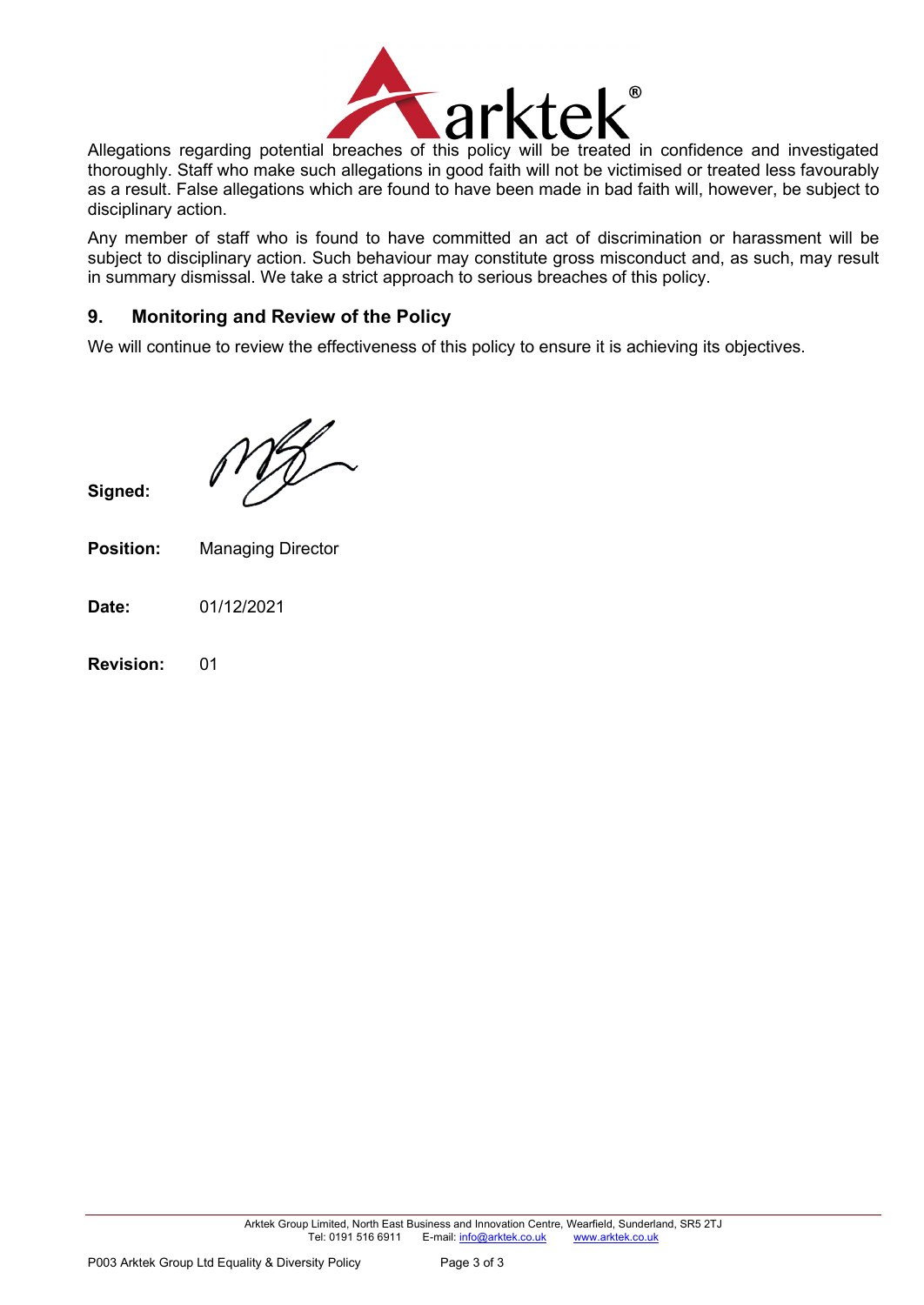Allegations regarding potential breaches of this policy will be treated in confidence and investigated thoroughly. Staff who make such allegations in good faith will not be victimised or treated less favourably as a result. False allegations which are found to have been made in bad faith will, however, be subject to disciplinary action.

Any member of staff who is found to have committed an act of discrimination or harassment will be subject to disciplinary action. Such behaviour may constitute gross misconduct and, as such, may result in summary dismissal. We take a strict approach to serious breaches of this policy.

## 9. Monitoring and Review of the Policy

We will continue to review the effectiveness of this policy to ensure it is achieving its objectives.

**Signed:**

**Position:** Managing Director

**Date:** 01/12/2021

**Revision:** 01

Arktek Group Limited, North East Business and Innovation Centre, Wearfield, Sunderland, SR5 2TJ
Tel: 0191 516 6911 E-mail: info@arktek.co.uk www.arktek.co.uk